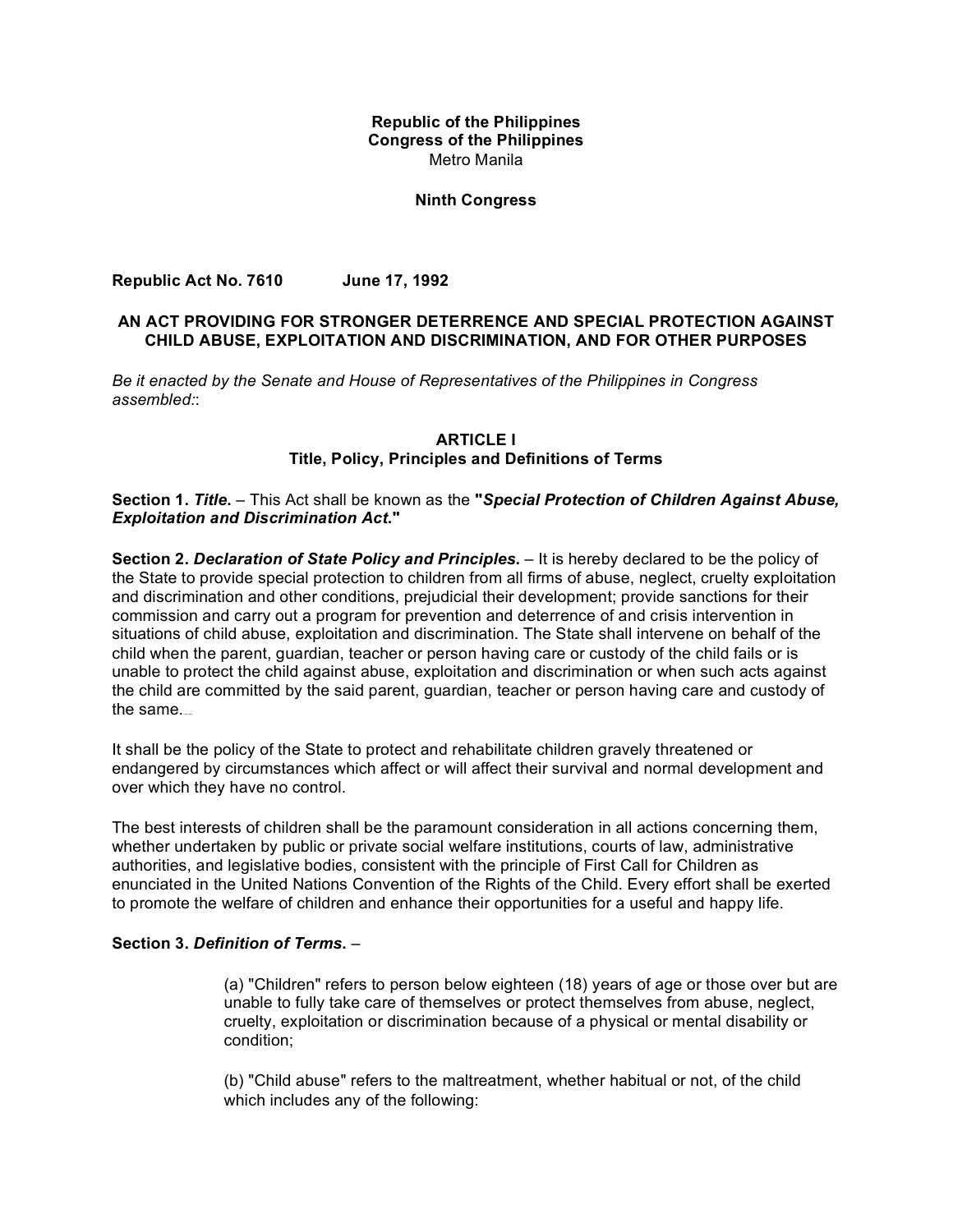**Republic of the Philippines**
**Congress of the Philippines**
Metro Manila

**Ninth Congress**

**Republic Act No. 7610 June 17, 1992**

## AN ACT PROVIDING FOR STRONGER DETERRENCE AND SPECIAL PROTECTION AGAINST CHILD ABUSE, EXPLOITATION AND DISCRIMINATION, AND FOR OTHER PURPOSES

*Be it enacted by the Senate and House of Representatives of the Philippines in Congress assembled:*:

### ARTICLE I
### Title, Policy, Principles and Definitions of Terms

**Section 1. *Title.*** – This Act shall be known as the **"*Special Protection of Children Against Abuse, Exploitation and Discrimination Act*."**

**Section 2. *Declaration of State Policy and Principles.*** – It is hereby declared to be the policy of the State to provide special protection to children from all firms of abuse, neglect, cruelty exploitation and discrimination and other conditions, prejudicial their development; provide sanctions for their commission and carry out a program for prevention and deterrence of and crisis intervention in situations of child abuse, exploitation and discrimination. The State shall intervene on behalf of the child when the parent, guardian, teacher or person having care or custody of the child fails or is unable to protect the child against abuse, exploitation and discrimination or when such acts against the child are committed by the said parent, guardian, teacher or person having care and custody of the same.

It shall be the policy of the State to protect and rehabilitate children gravely threatened or endangered by circumstances which affect or will affect their survival and normal development and over which they have no control.

The best interests of children shall be the paramount consideration in all actions concerning them, whether undertaken by public or private social welfare institutions, courts of law, administrative authorities, and legislative bodies, consistent with the principle of First Call for Children as enunciated in the United Nations Convention of the Rights of the Child. Every effort shall be exerted to promote the welfare of children and enhance their opportunities for a useful and happy life.

**Section 3. *Definition of Terms.*** –

(a) "Children" refers to person below eighteen (18) years of age or those over but are unable to fully take care of themselves or protect themselves from abuse, neglect, cruelty, exploitation or discrimination because of a physical or mental disability or condition;

(b) "Child abuse" refers to the maltreatment, whether habitual or not, of the child which includes any of the following: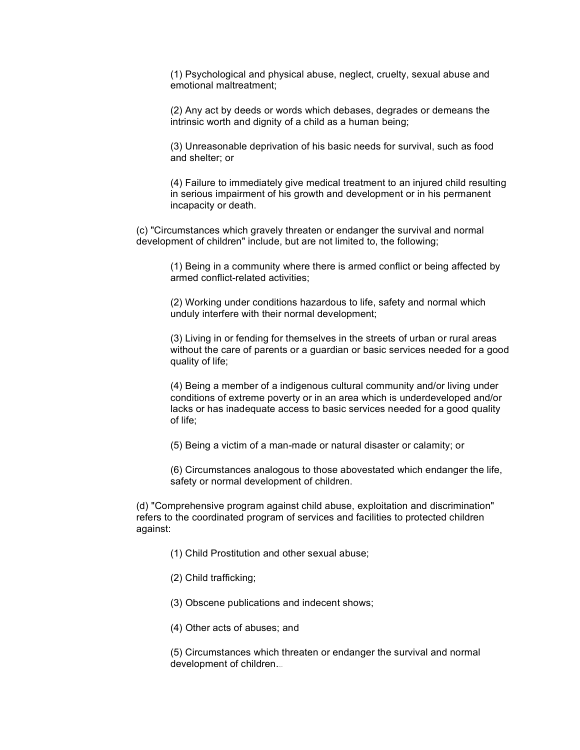(1) Psychological and physical abuse, neglect, cruelty, sexual abuse and emotional maltreatment;

(2) Any act by deeds or words which debases, degrades or demeans the intrinsic worth and dignity of a child as a human being;

(3) Unreasonable deprivation of his basic needs for survival, such as food and shelter; or

(4) Failure to immediately give medical treatment to an injured child resulting in serious impairment of his growth and development or in his permanent incapacity or death.

(c) "Circumstances which gravely threaten or endanger the survival and normal development of children" include, but are not limited to, the following;

(1) Being in a community where there is armed conflict or being affected by armed conflict-related activities;

(2) Working under conditions hazardous to life, safety and normal which unduly interfere with their normal development;

(3) Living in or fending for themselves in the streets of urban or rural areas without the care of parents or a guardian or basic services needed for a good quality of life;

(4) Being a member of a indigenous cultural community and/or living under conditions of extreme poverty or in an area which is underdeveloped and/or lacks or has inadequate access to basic services needed for a good quality of life;

(5) Being a victim of a man-made or natural disaster or calamity; or

(6) Circumstances analogous to those abovestated which endanger the life, safety or normal development of children.

(d) "Comprehensive program against child abuse, exploitation and discrimination" refers to the coordinated program of services and facilities to protected children against:

(1) Child Prostitution and other sexual abuse;

(2) Child trafficking;

(3) Obscene publications and indecent shows;

(4) Other acts of abuses; and

(5) Circumstances which threaten or endanger the survival and normal development of children.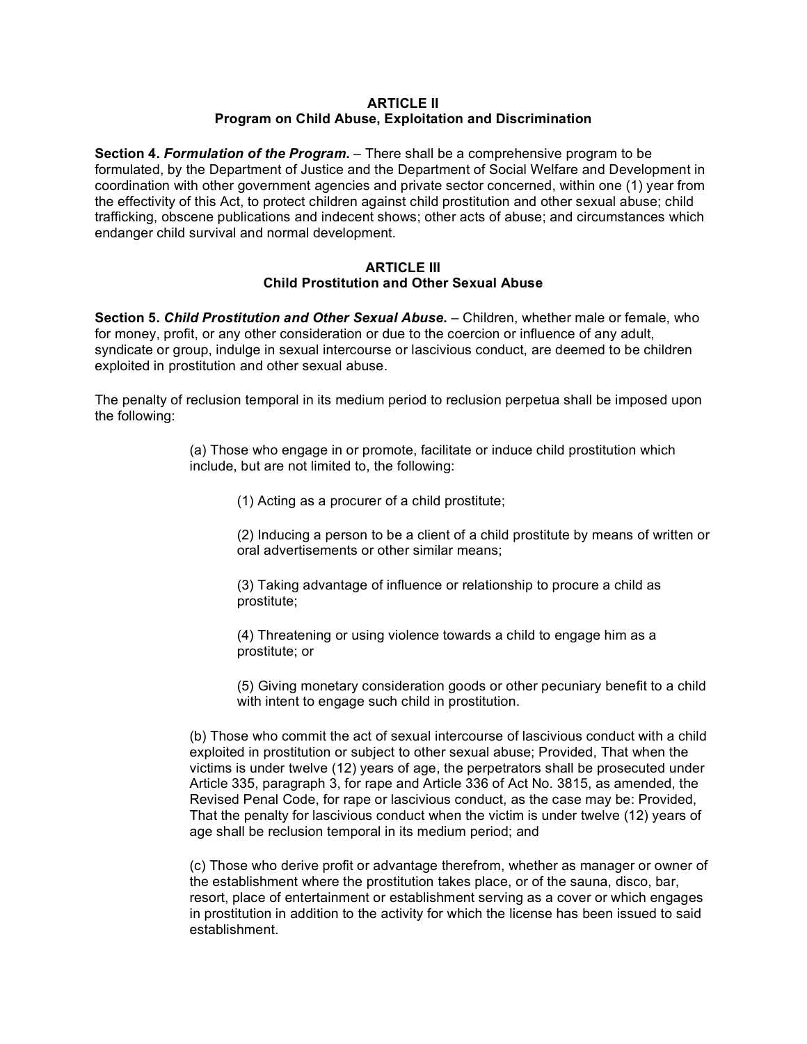**ARTICLE II**
**Program on Child Abuse, Exploitation and Discrimination**

**Section 4.** ***Formulation of the Program.*** – There shall be a comprehensive program to be formulated, by the Department of Justice and the Department of Social Welfare and Development in coordination with other government agencies and private sector concerned, within one (1) year from the effectivity of this Act, to protect children against child prostitution and other sexual abuse; child trafficking, obscene publications and indecent shows; other acts of abuse; and circumstances which endanger child survival and normal development.

**ARTICLE III**
**Child Prostitution and Other Sexual Abuse**

**Section 5.** ***Child Prostitution and Other Sexual Abuse.*** – Children, whether male or female, who for money, profit, or any other consideration or due to the coercion or influence of any adult, syndicate or group, indulge in sexual intercourse or lascivious conduct, are deemed to be children exploited in prostitution and other sexual abuse.

The penalty of reclusion temporal in its medium period to reclusion perpetua shall be imposed upon the following:

(a) Those who engage in or promote, facilitate or induce child prostitution which include, but are not limited to, the following:

(1) Acting as a procurer of a child prostitute;

(2) Inducing a person to be a client of a child prostitute by means of written or oral advertisements or other similar means;

(3) Taking advantage of influence or relationship to procure a child as prostitute;

(4) Threatening or using violence towards a child to engage him as a prostitute; or

(5) Giving monetary consideration goods or other pecuniary benefit to a child with intent to engage such child in prostitution.

(b) Those who commit the act of sexual intercourse of lascivious conduct with a child exploited in prostitution or subject to other sexual abuse; Provided, That when the victims is under twelve (12) years of age, the perpetrators shall be prosecuted under Article 335, paragraph 3, for rape and Article 336 of Act No. 3815, as amended, the Revised Penal Code, for rape or lascivious conduct, as the case may be: Provided, That the penalty for lascivious conduct when the victim is under twelve (12) years of age shall be reclusion temporal in its medium period; and

(c) Those who derive profit or advantage therefrom, whether as manager or owner of the establishment where the prostitution takes place, or of the sauna, disco, bar, resort, place of entertainment or establishment serving as a cover or which engages in prostitution in addition to the activity for which the license has been issued to said establishment.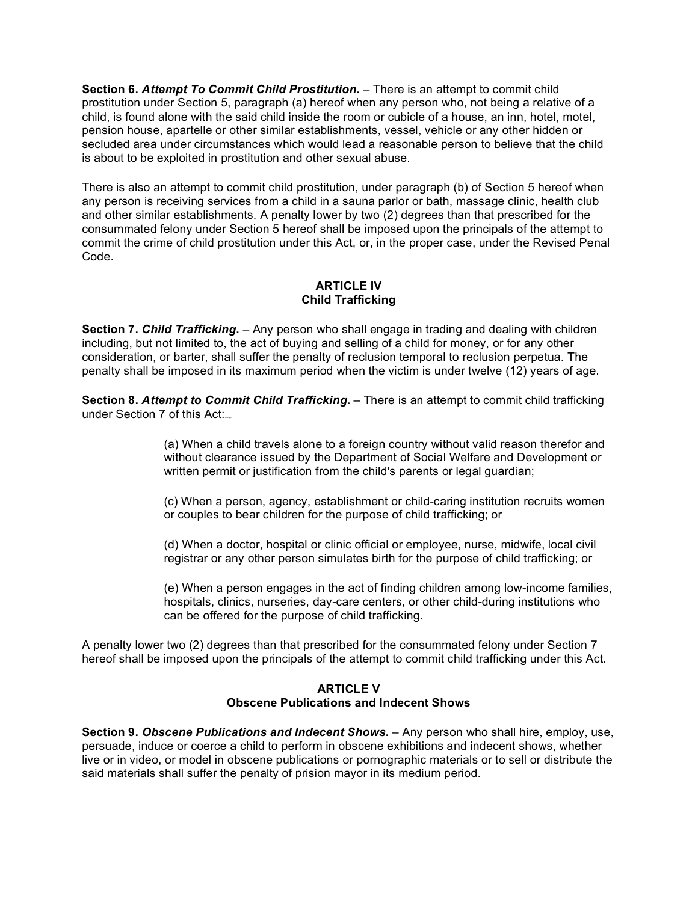**Section 6. *Attempt To Commit Child Prostitution.*** – There is an attempt to commit child prostitution under Section 5, paragraph (a) hereof when any person who, not being a relative of a child, is found alone with the said child inside the room or cubicle of a house, an inn, hotel, motel, pension house, apartelle or other similar establishments, vessel, vehicle or any other hidden or secluded area under circumstances which would lead a reasonable person to believe that the child is about to be exploited in prostitution and other sexual abuse.

There is also an attempt to commit child prostitution, under paragraph (b) of Section 5 hereof when any person is receiving services from a child in a sauna parlor or bath, massage clinic, health club and other similar establishments. A penalty lower by two (2) degrees than that prescribed for the consummated felony under Section 5 hereof shall be imposed upon the principals of the attempt to commit the crime of child prostitution under this Act, or, in the proper case, under the Revised Penal Code.

### ARTICLE IV
### Child Trafficking

**Section 7. *Child Trafficking.*** – Any person who shall engage in trading and dealing with children including, but not limited to, the act of buying and selling of a child for money, or for any other consideration, or barter, shall suffer the penalty of reclusion temporal to reclusion perpetua. The penalty shall be imposed in its maximum period when the victim is under twelve (12) years of age.

**Section 8. *Attempt to Commit Child Trafficking.*** – There is an attempt to commit child trafficking under Section 7 of this Act:

> (a) When a child travels alone to a foreign country without valid reason therefor and without clearance issued by the Department of Social Welfare and Development or written permit or justification from the child's parents or legal guardian;
>
> (c) When a person, agency, establishment or child-caring institution recruits women or couples to bear children for the purpose of child trafficking; or
>
> (d) When a doctor, hospital or clinic official or employee, nurse, midwife, local civil registrar or any other person simulates birth for the purpose of child trafficking; or
>
> (e) When a person engages in the act of finding children among low-income families, hospitals, clinics, nurseries, day-care centers, or other child-during institutions who can be offered for the purpose of child trafficking.

A penalty lower two (2) degrees than that prescribed for the consummated felony under Section 7 hereof shall be imposed upon the principals of the attempt to commit child trafficking under this Act.

### ARTICLE V
### Obscene Publications and Indecent Shows

**Section 9. *Obscene Publications and Indecent Shows.*** – Any person who shall hire, employ, use, persuade, induce or coerce a child to perform in obscene exhibitions and indecent shows, whether live or in video, or model in obscene publications or pornographic materials or to sell or distribute the said materials shall suffer the penalty of prision mayor in its medium period.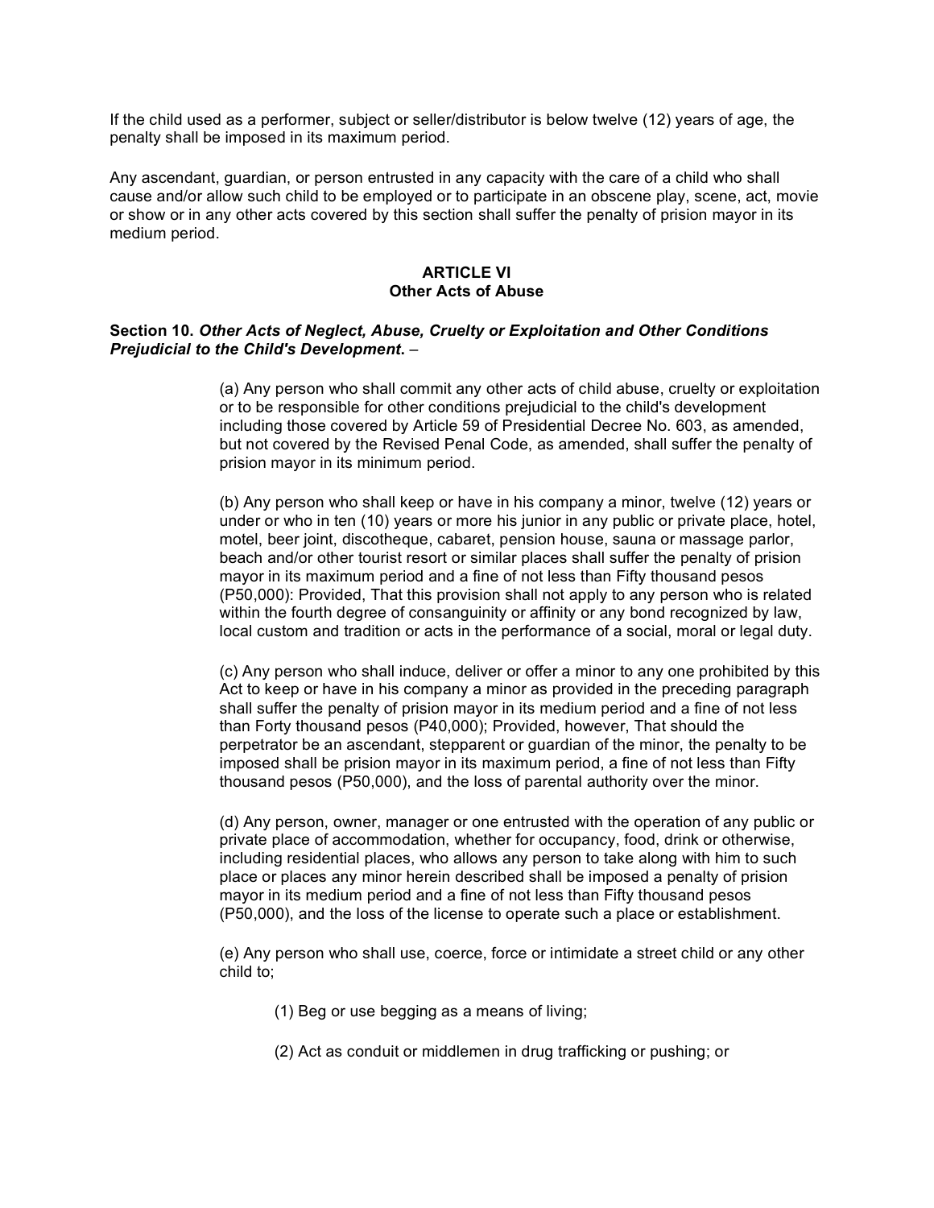If the child used as a performer, subject or seller/distributor is below twelve (12) years of age, the penalty shall be imposed in its maximum period.

Any ascendant, guardian, or person entrusted in any capacity with the care of a child who shall cause and/or allow such child to be employed or to participate in an obscene play, scene, act, movie or show or in any other acts covered by this section shall suffer the penalty of prision mayor in its medium period.

## ARTICLE VI
## Other Acts of Abuse

**Section 10.** ***Other Acts of Neglect, Abuse, Cruelty or Exploitation and Other Conditions Prejudicial to the Child's Development*****.** –

(a) Any person who shall commit any other acts of child abuse, cruelty or exploitation or to be responsible for other conditions prejudicial to the child's development including those covered by Article 59 of Presidential Decree No. 603, as amended, but not covered by the Revised Penal Code, as amended, shall suffer the penalty of prision mayor in its minimum period.

(b) Any person who shall keep or have in his company a minor, twelve (12) years or under or who in ten (10) years or more his junior in any public or private place, hotel, motel, beer joint, discotheque, cabaret, pension house, sauna or massage parlor, beach and/or other tourist resort or similar places shall suffer the penalty of prision mayor in its maximum period and a fine of not less than Fifty thousand pesos (P50,000): Provided, That this provision shall not apply to any person who is related within the fourth degree of consanguinity or affinity or any bond recognized by law, local custom and tradition or acts in the performance of a social, moral or legal duty.

(c) Any person who shall induce, deliver or offer a minor to any one prohibited by this Act to keep or have in his company a minor as provided in the preceding paragraph shall suffer the penalty of prision mayor in its medium period and a fine of not less than Forty thousand pesos (P40,000); Provided, however, That should the perpetrator be an ascendant, stepparent or guardian of the minor, the penalty to be imposed shall be prision mayor in its maximum period, a fine of not less than Fifty thousand pesos (P50,000), and the loss of parental authority over the minor.

(d) Any person, owner, manager or one entrusted with the operation of any public or private place of accommodation, whether for occupancy, food, drink or otherwise, including residential places, who allows any person to take along with him to such place or places any minor herein described shall be imposed a penalty of prision mayor in its medium period and a fine of not less than Fifty thousand pesos (P50,000), and the loss of the license to operate such a place or establishment.

(e) Any person who shall use, coerce, force or intimidate a street child or any other child to;

(1) Beg or use begging as a means of living;

(2) Act as conduit or middlemen in drug trafficking or pushing; or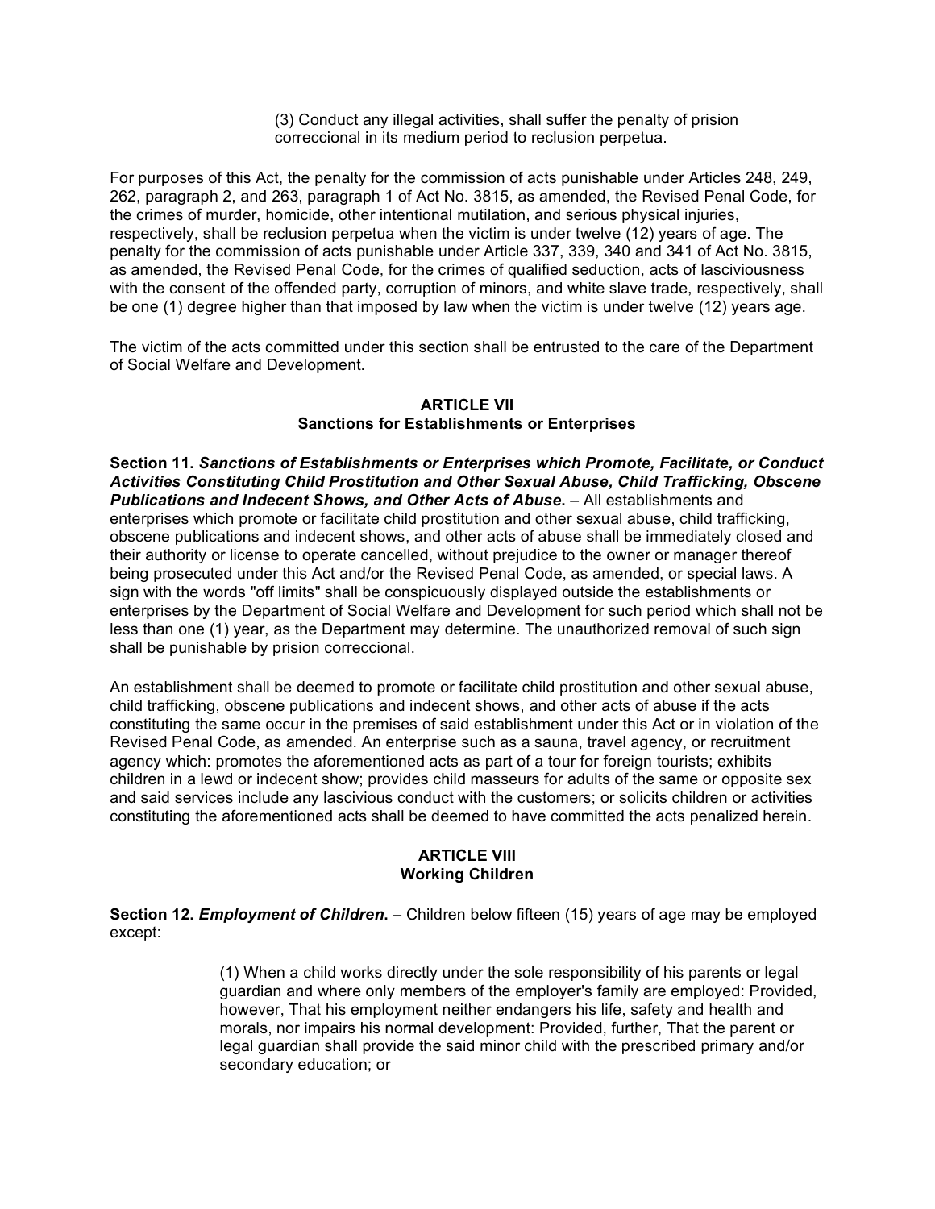(3) Conduct any illegal activities, shall suffer the penalty of prision correccional in its medium period to reclusion perpetua.

For purposes of this Act, the penalty for the commission of acts punishable under Articles 248, 249, 262, paragraph 2, and 263, paragraph 1 of Act No. 3815, as amended, the Revised Penal Code, for the crimes of murder, homicide, other intentional mutilation, and serious physical injuries, respectively, shall be reclusion perpetua when the victim is under twelve (12) years of age. The penalty for the commission of acts punishable under Article 337, 339, 340 and 341 of Act No. 3815, as amended, the Revised Penal Code, for the crimes of qualified seduction, acts of lasciviousness with the consent of the offended party, corruption of minors, and white slave trade, respectively, shall be one (1) degree higher than that imposed by law when the victim is under twelve (12) years age.

The victim of the acts committed under this section shall be entrusted to the care of the Department of Social Welfare and Development.

## ARTICLE VII
## Sanctions for Establishments or Enterprises

**Section 11. *Sanctions of Establishments or Enterprises which Promote, Facilitate, or Conduct Activities Constituting Child Prostitution and Other Sexual Abuse, Child Trafficking, Obscene Publications and Indecent Shows, and Other Acts of Abuse.*** – All establishments and enterprises which promote or facilitate child prostitution and other sexual abuse, child trafficking, obscene publications and indecent shows, and other acts of abuse shall be immediately closed and their authority or license to operate cancelled, without prejudice to the owner or manager thereof being prosecuted under this Act and/or the Revised Penal Code, as amended, or special laws. A sign with the words "off limits" shall be conspicuously displayed outside the establishments or enterprises by the Department of Social Welfare and Development for such period which shall not be less than one (1) year, as the Department may determine. The unauthorized removal of such sign shall be punishable by prision correccional.

An establishment shall be deemed to promote or facilitate child prostitution and other sexual abuse, child trafficking, obscene publications and indecent shows, and other acts of abuse if the acts constituting the same occur in the premises of said establishment under this Act or in violation of the Revised Penal Code, as amended. An enterprise such as a sauna, travel agency, or recruitment agency which: promotes the aforementioned acts as part of a tour for foreign tourists; exhibits children in a lewd or indecent show; provides child masseurs for adults of the same or opposite sex and said services include any lascivious conduct with the customers; or solicits children or activities constituting the aforementioned acts shall be deemed to have committed the acts penalized herein.

## ARTICLE VIII
## Working Children

**Section 12. *Employment of Children.*** – Children below fifteen (15) years of age may be employed except:

(1) When a child works directly under the sole responsibility of his parents or legal guardian and where only members of the employer's family are employed: Provided, however, That his employment neither endangers his life, safety and health and morals, nor impairs his normal development: Provided, further, That the parent or legal guardian shall provide the said minor child with the prescribed primary and/or secondary education; or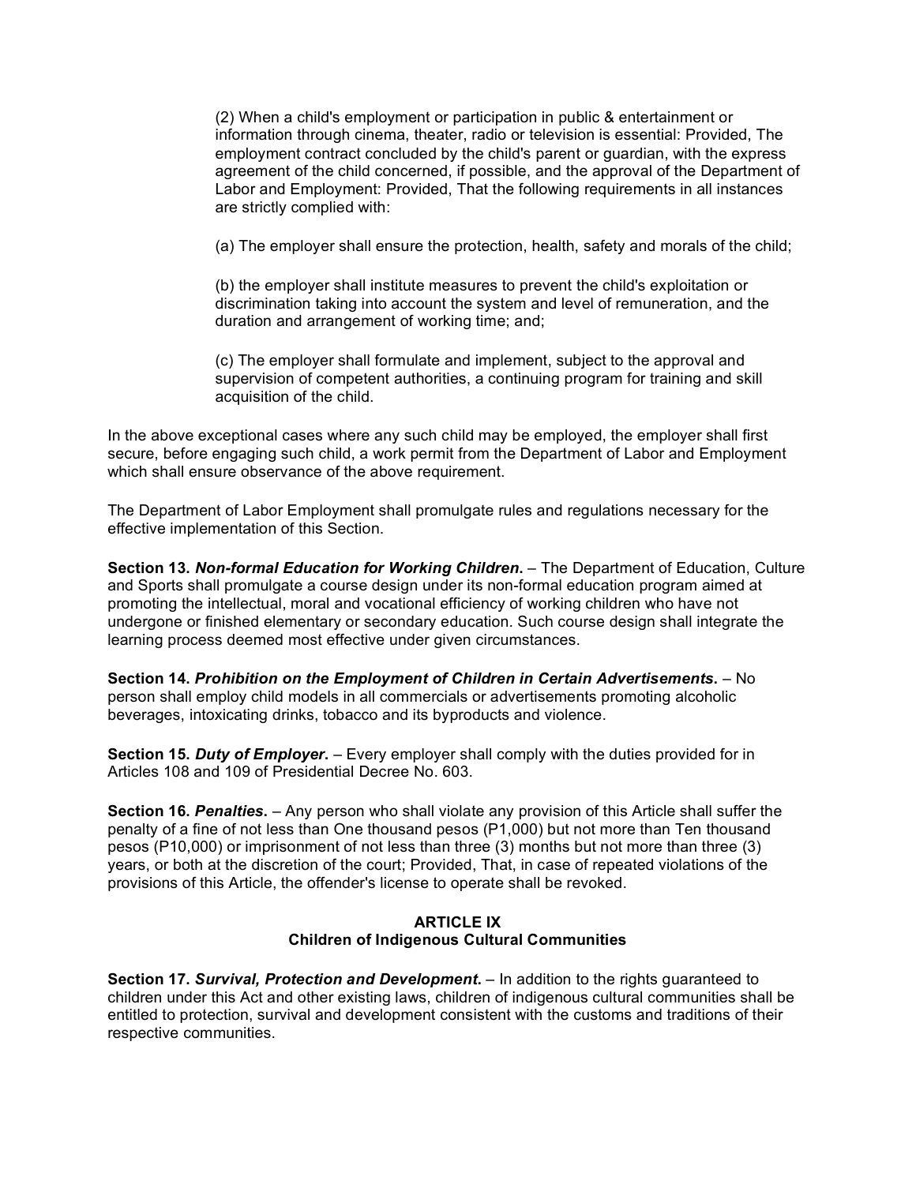(2) When a child's employment or participation in public & entertainment or information through cinema, theater, radio or television is essential: Provided, The employment contract concluded by the child's parent or guardian, with the express agreement of the child concerned, if possible, and the approval of the Department of Labor and Employment: Provided, That the following requirements in all instances are strictly complied with:

(a) The employer shall ensure the protection, health, safety and morals of the child;

(b) the employer shall institute measures to prevent the child's exploitation or discrimination taking into account the system and level of remuneration, and the duration and arrangement of working time; and;

(c) The employer shall formulate and implement, subject to the approval and supervision of competent authorities, a continuing program for training and skill acquisition of the child.

In the above exceptional cases where any such child may be employed, the employer shall first secure, before engaging such child, a work permit from the Department of Labor and Employment which shall ensure observance of the above requirement.

The Department of Labor Employment shall promulgate rules and regulations necessary for the effective implementation of this Section.

**Section 13. *Non-formal Education for Working Children*.** – The Department of Education, Culture and Sports shall promulgate a course design under its non-formal education program aimed at promoting the intellectual, moral and vocational efficiency of working children who have not undergone or finished elementary or secondary education. Such course design shall integrate the learning process deemed most effective under given circumstances.

**Section 14. *Prohibition on the Employment of Children in Certain Advertisements*.** – No person shall employ child models in all commercials or advertisements promoting alcoholic beverages, intoxicating drinks, tobacco and its byproducts and violence.

**Section 15. *Duty of Employer*.** – Every employer shall comply with the duties provided for in Articles 108 and 109 of Presidential Decree No. 603.

**Section 16. *Penalties*.** – Any person who shall violate any provision of this Article shall suffer the penalty of a fine of not less than One thousand pesos (P1,000) but not more than Ten thousand pesos (P10,000) or imprisonment of not less than three (3) months but not more than three (3) years, or both at the discretion of the court; Provided, That, in case of repeated violations of the provisions of this Article, the offender's license to operate shall be revoked.

## ARTICLE IX
## Children of Indigenous Cultural Communities

**Section 17. *Survival, Protection and Development*.** – In addition to the rights guaranteed to children under this Act and other existing laws, children of indigenous cultural communities shall be entitled to protection, survival and development consistent with the customs and traditions of their respective communities.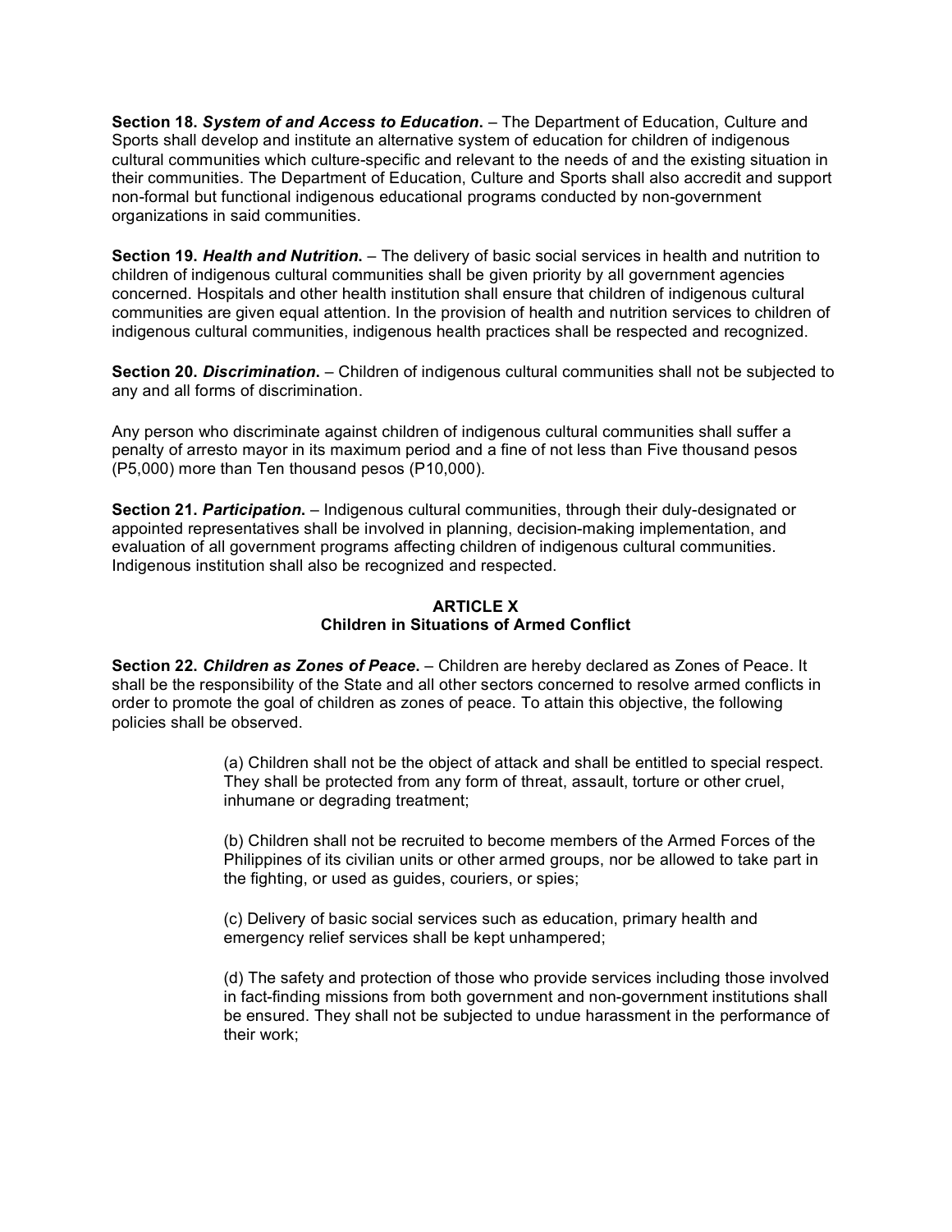**Section 18.** ***System of and Access to Education*****.** – The Department of Education, Culture and Sports shall develop and institute an alternative system of education for children of indigenous cultural communities which culture-specific and relevant to the needs of and the existing situation in their communities. The Department of Education, Culture and Sports shall also accredit and support non-formal but functional indigenous educational programs conducted by non-government organizations in said communities.

**Section 19.** ***Health and Nutrition*****.** – The delivery of basic social services in health and nutrition to children of indigenous cultural communities shall be given priority by all government agencies concerned. Hospitals and other health institution shall ensure that children of indigenous cultural communities are given equal attention. In the provision of health and nutrition services to children of indigenous cultural communities, indigenous health practices shall be respected and recognized.

**Section 20.** ***Discrimination*****.** – Children of indigenous cultural communities shall not be subjected to any and all forms of discrimination.

Any person who discriminate against children of indigenous cultural communities shall suffer a penalty of arresto mayor in its maximum period and a fine of not less than Five thousand pesos (P5,000) more than Ten thousand pesos (P10,000).

**Section 21.** ***Participation*****.** – Indigenous cultural communities, through their duly-designated or appointed representatives shall be involved in planning, decision-making implementation, and evaluation of all government programs affecting children of indigenous cultural communities. Indigenous institution shall also be recognized and respected.

## ARTICLE X
## Children in Situations of Armed Conflict

**Section 22.** ***Children as Zones of Peace*****.** – Children are hereby declared as Zones of Peace. It shall be the responsibility of the State and all other sectors concerned to resolve armed conflicts in order to promote the goal of children as zones of peace. To attain this objective, the following policies shall be observed.

(a) Children shall not be the object of attack and shall be entitled to special respect. They shall be protected from any form of threat, assault, torture or other cruel, inhumane or degrading treatment;

(b) Children shall not be recruited to become members of the Armed Forces of the Philippines of its civilian units or other armed groups, nor be allowed to take part in the fighting, or used as guides, couriers, or spies;

(c) Delivery of basic social services such as education, primary health and emergency relief services shall be kept unhampered;

(d) The safety and protection of those who provide services including those involved in fact-finding missions from both government and non-government institutions shall be ensured. They shall not be subjected to undue harassment in the performance of their work;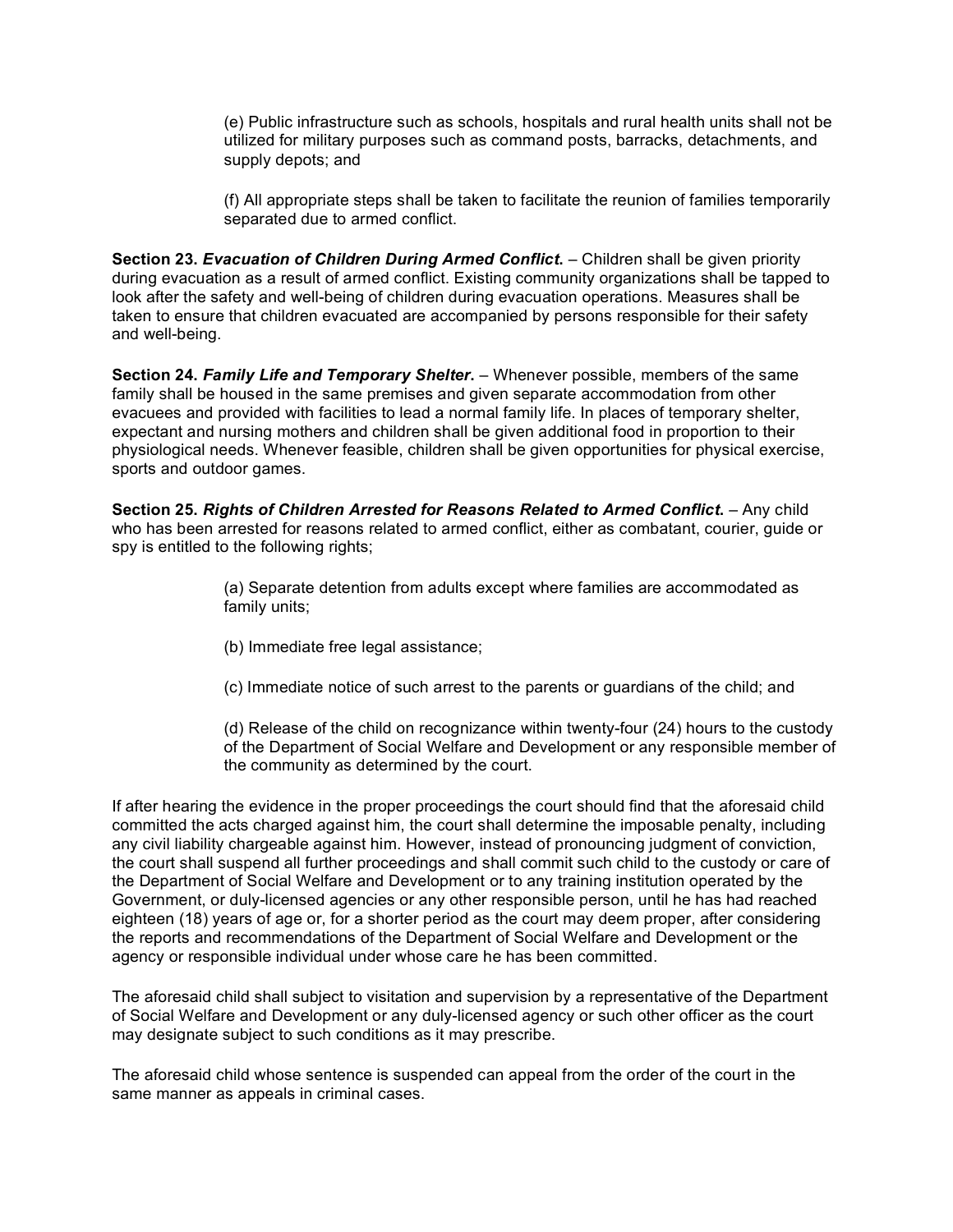(e) Public infrastructure such as schools, hospitals and rural health units shall not be utilized for military purposes such as command posts, barracks, detachments, and supply depots; and

(f) All appropriate steps shall be taken to facilitate the reunion of families temporarily separated due to armed conflict.

**Section 23. *Evacuation of Children During Armed Conflict*.** – Children shall be given priority during evacuation as a result of armed conflict. Existing community organizations shall be tapped to look after the safety and well-being of children during evacuation operations. Measures shall be taken to ensure that children evacuated are accompanied by persons responsible for their safety and well-being.

**Section 24. *Family Life and Temporary Shelter*.** – Whenever possible, members of the same family shall be housed in the same premises and given separate accommodation from other evacuees and provided with facilities to lead a normal family life. In places of temporary shelter, expectant and nursing mothers and children shall be given additional food in proportion to their physiological needs. Whenever feasible, children shall be given opportunities for physical exercise, sports and outdoor games.

**Section 25. *Rights of Children Arrested for Reasons Related to Armed Conflict*.** – Any child who has been arrested for reasons related to armed conflict, either as combatant, courier, guide or spy is entitled to the following rights;

(a) Separate detention from adults except where families are accommodated as family units;

(b) Immediate free legal assistance;

(c) Immediate notice of such arrest to the parents or guardians of the child; and

(d) Release of the child on recognizance within twenty-four (24) hours to the custody of the Department of Social Welfare and Development or any responsible member of the community as determined by the court.

If after hearing the evidence in the proper proceedings the court should find that the aforesaid child committed the acts charged against him, the court shall determine the imposable penalty, including any civil liability chargeable against him. However, instead of pronouncing judgment of conviction, the court shall suspend all further proceedings and shall commit such child to the custody or care of the Department of Social Welfare and Development or to any training institution operated by the Government, or duly-licensed agencies or any other responsible person, until he has had reached eighteen (18) years of age or, for a shorter period as the court may deem proper, after considering the reports and recommendations of the Department of Social Welfare and Development or the agency or responsible individual under whose care he has been committed.

The aforesaid child shall subject to visitation and supervision by a representative of the Department of Social Welfare and Development or any duly-licensed agency or such other officer as the court may designate subject to such conditions as it may prescribe.

The aforesaid child whose sentence is suspended can appeal from the order of the court in the same manner as appeals in criminal cases.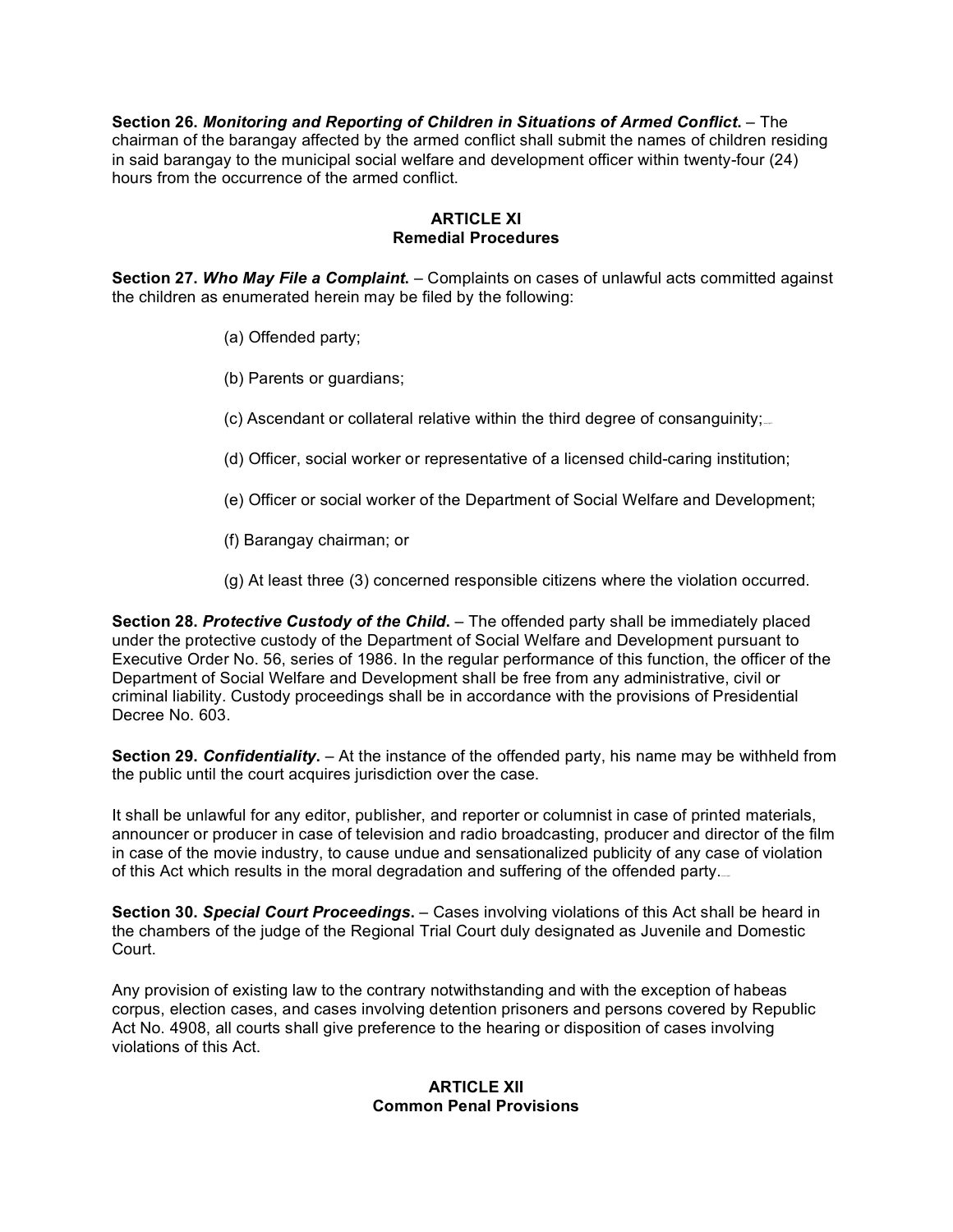**Section 26.** ***Monitoring and Reporting of Children in Situations of Armed Conflict.*** – The chairman of the barangay affected by the armed conflict shall submit the names of children residing in said barangay to the municipal social welfare and development officer within twenty-four (24) hours from the occurrence of the armed conflict.

## ARTICLE XI
## Remedial Procedures

**Section 27.** ***Who May File a Complaint.*** – Complaints on cases of unlawful acts committed against the children as enumerated herein may be filed by the following:

(a) Offended party;

(b) Parents or guardians;

(c) Ascendant or collateral relative within the third degree of consanguinity;

(d) Officer, social worker or representative of a licensed child-caring institution;

(e) Officer or social worker of the Department of Social Welfare and Development;

(f) Barangay chairman; or

(g) At least three (3) concerned responsible citizens where the violation occurred.

**Section 28.** ***Protective Custody of the Child.*** – The offended party shall be immediately placed under the protective custody of the Department of Social Welfare and Development pursuant to Executive Order No. 56, series of 1986. In the regular performance of this function, the officer of the Department of Social Welfare and Development shall be free from any administrative, civil or criminal liability. Custody proceedings shall be in accordance with the provisions of Presidential Decree No. 603.

**Section 29.** ***Confidentiality.*** – At the instance of the offended party, his name may be withheld from the public until the court acquires jurisdiction over the case.

It shall be unlawful for any editor, publisher, and reporter or columnist in case of printed materials, announcer or producer in case of television and radio broadcasting, producer and director of the film in case of the movie industry, to cause undue and sensationalized publicity of any case of violation of this Act which results in the moral degradation and suffering of the offended party.

**Section 30.** ***Special Court Proceedings.*** – Cases involving violations of this Act shall be heard in the chambers of the judge of the Regional Trial Court duly designated as Juvenile and Domestic Court.

Any provision of existing law to the contrary notwithstanding and with the exception of habeas corpus, election cases, and cases involving detention prisoners and persons covered by Republic Act No. 4908, all courts shall give preference to the hearing or disposition of cases involving violations of this Act.

## ARTICLE XII
## Common Penal Provisions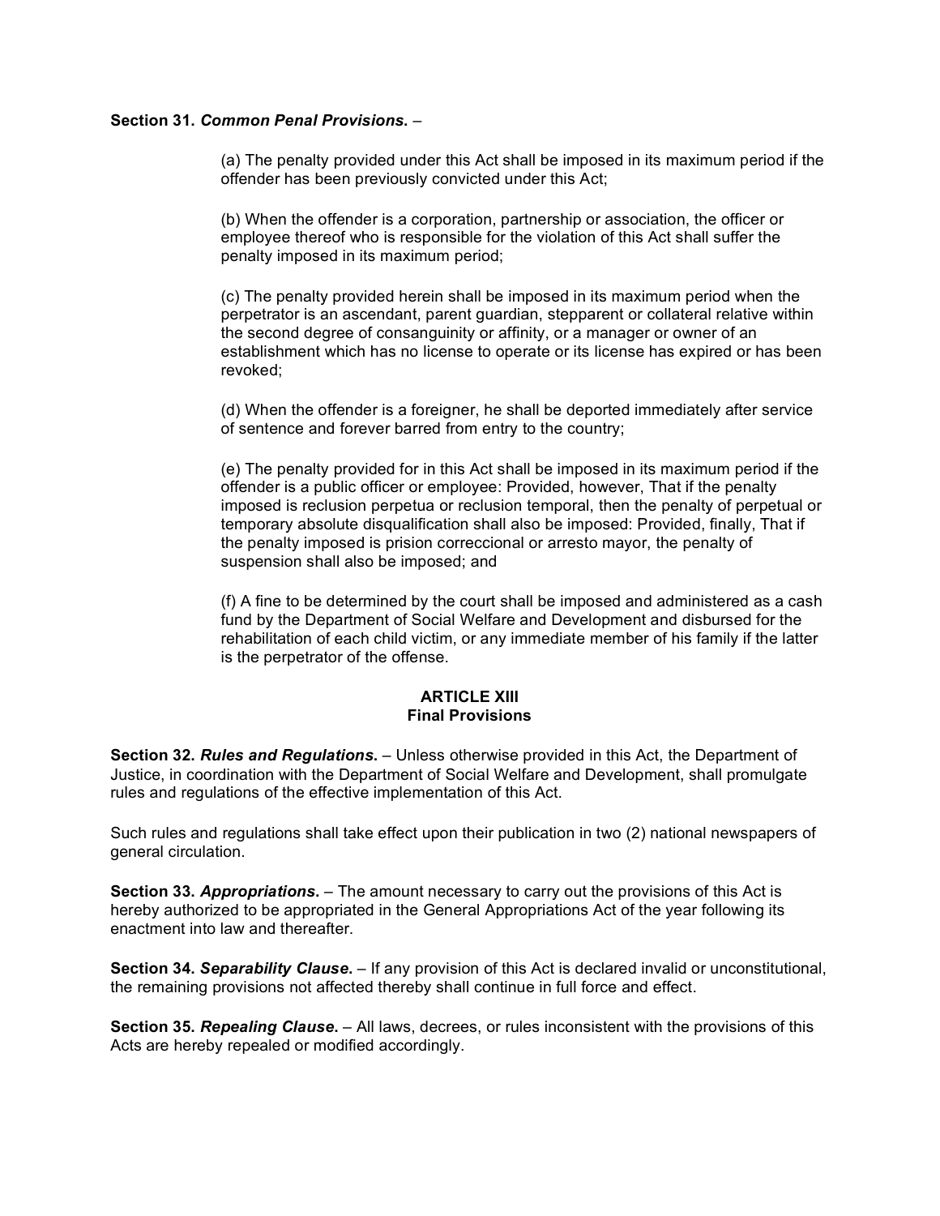**Section 31.** ***Common Penal Provisions.*** –

(a) The penalty provided under this Act shall be imposed in its maximum period if the offender has been previously convicted under this Act;

(b) When the offender is a corporation, partnership or association, the officer or employee thereof who is responsible for the violation of this Act shall suffer the penalty imposed in its maximum period;

(c) The penalty provided herein shall be imposed in its maximum period when the perpetrator is an ascendant, parent guardian, stepparent or collateral relative within the second degree of consanguinity or affinity, or a manager or owner of an establishment which has no license to operate or its license has expired or has been revoked;

(d) When the offender is a foreigner, he shall be deported immediately after service of sentence and forever barred from entry to the country;

(e) The penalty provided for in this Act shall be imposed in its maximum period if the offender is a public officer or employee: Provided, however, That if the penalty imposed is reclusion perpetua or reclusion temporal, then the penalty of perpetual or temporary absolute disqualification shall also be imposed: Provided, finally, That if the penalty imposed is prision correccional or arresto mayor, the penalty of suspension shall also be imposed; and

(f) A fine to be determined by the court shall be imposed and administered as a cash fund by the Department of Social Welfare and Development and disbursed for the rehabilitation of each child victim, or any immediate member of his family if the latter is the perpetrator of the offense.

## ARTICLE XIII
## Final Provisions

**Section 32.** ***Rules and Regulations.*** – Unless otherwise provided in this Act, the Department of Justice, in coordination with the Department of Social Welfare and Development, shall promulgate rules and regulations of the effective implementation of this Act.

Such rules and regulations shall take effect upon their publication in two (2) national newspapers of general circulation.

**Section 33.** ***Appropriations.*** – The amount necessary to carry out the provisions of this Act is hereby authorized to be appropriated in the General Appropriations Act of the year following its enactment into law and thereafter.

**Section 34.** ***Separability Clause.*** – If any provision of this Act is declared invalid or unconstitutional, the remaining provisions not affected thereby shall continue in full force and effect.

**Section 35.** ***Repealing Clause.*** – All laws, decrees, or rules inconsistent with the provisions of this Acts are hereby repealed or modified accordingly.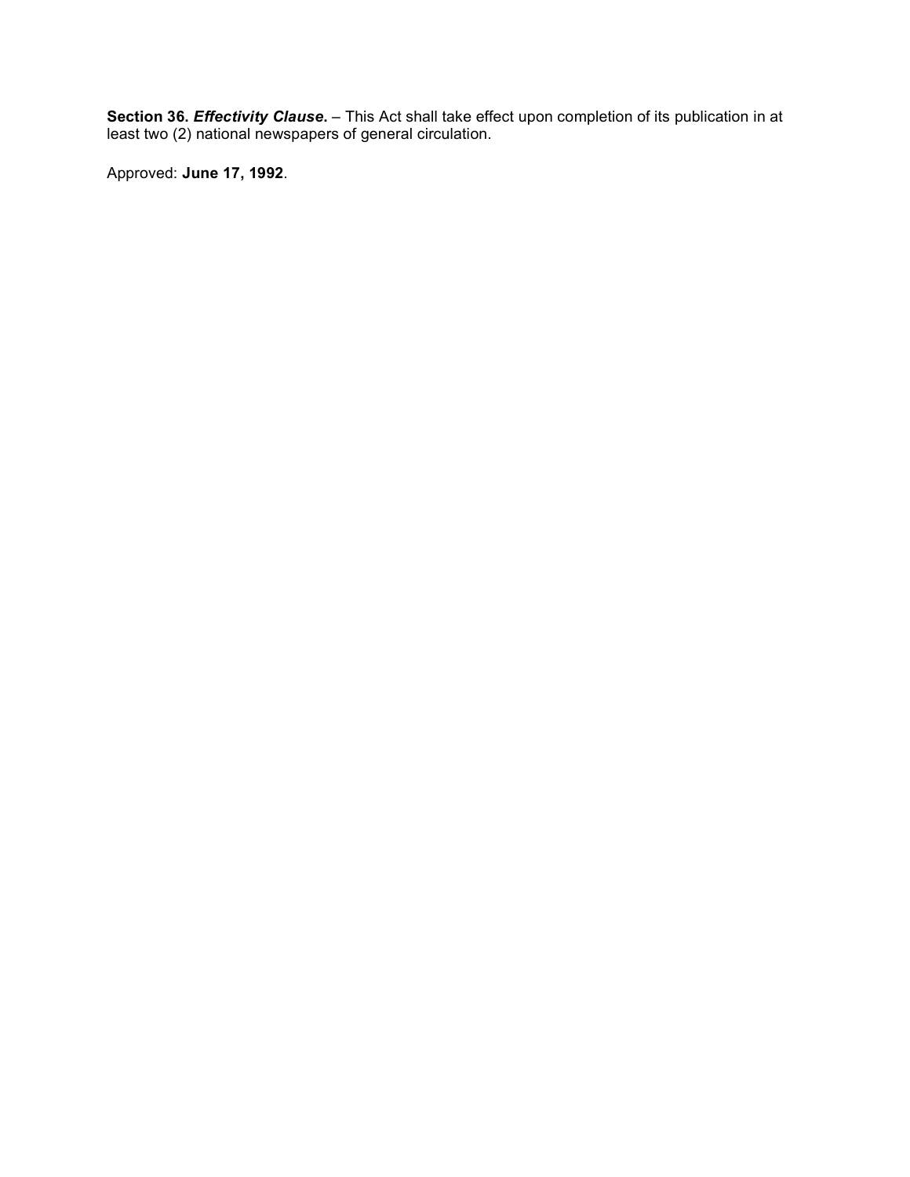**Section 36.** ***Effectivity Clause.*** – This Act shall take effect upon completion of its publication in at least two (2) national newspapers of general circulation.

Approved: **June 17, 1992**.